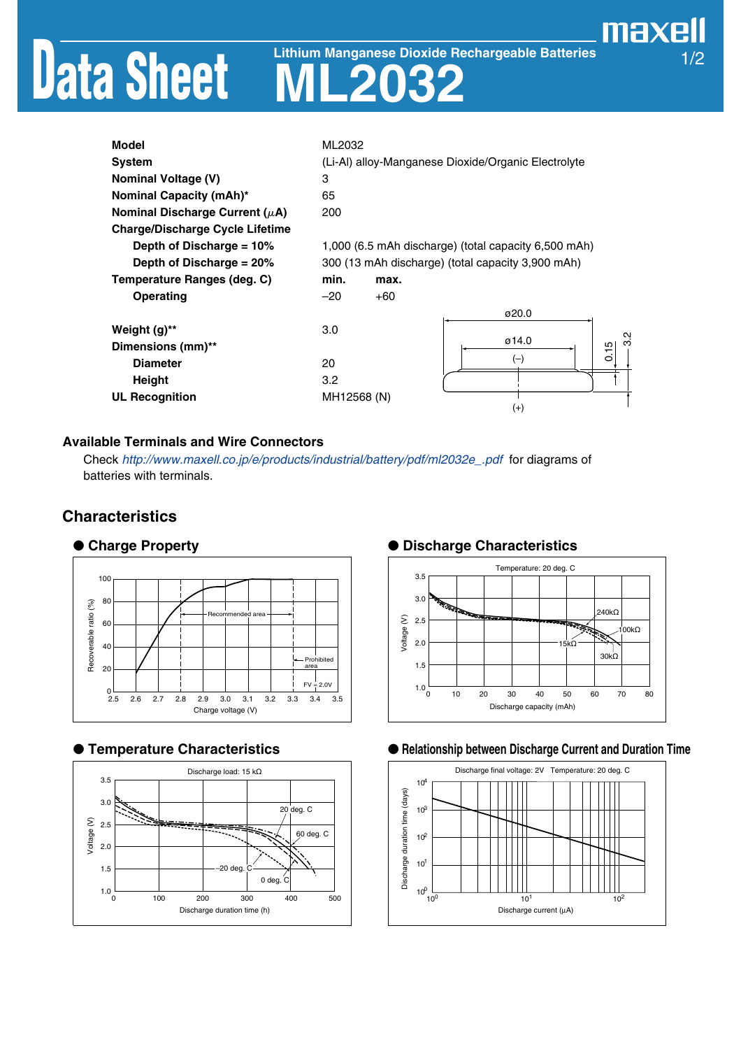# Data Sheet

## Lithium Manganese Dioxide Rechargeable Batteries

# ML2032

| | | |
|---|---|---|
| **Model** | ML2032 | |
| **System** | (Li-Al) alloy-Manganese Dioxide/Organic Electrolyte | |
| **Nominal Voltage (V)** | 3 | |
| **Nominal Capacity (mAh)*** | 65 | |
| **Nominal Discharge Current (μA)** | 200 | |
| **Charge/Discharge Cycle Lifetime** | | |
| **Depth of Discharge = 10%** | 1,000 (6.5 mAh discharge) (total capacity 6,500 mAh) | |
| **Depth of Discharge = 20%** | 300 (13 mAh discharge) (total capacity 3,900 mAh) | |
| **Temperature Ranges (deg. C)** | **min.** | **max.** |
| **Operating** | –20 | +60 |
| **Weight (g)**** | 3.0 | |
| **Dimensions (mm)**** | | |
| **Diameter** | 20 | |
| **Height** | 3.2 | |
| **UL Recognition** | MH12568 (N) | |

ø20.0, ø14.0, (–), (+), 0.15, 3.2

## Available Terminals and Wire Connectors

Check *http://www.maxell.co.jp/e/products/industrial/battery/pdf/ml2032e_.pdf* for diagrams of batteries with terminals.

## Characteristics

### ● Charge Property

Recoverable ratio (%) vs. Charge voltage (V); Recommended area; Prohibited area; FV = 2.0V

### ● Discharge Characteristics

Temperature: 20 deg. C. Voltage (V) vs. Discharge capacity (mAh); 240kΩ, 100kΩ, 15kΩ, 30kΩ

### ● Temperature Characteristics

Discharge load: 15 kΩ. Voltage (V) vs. Discharge duration time (h); 20 deg. C, 60 deg. C, –20 deg. C, 0 deg. C

### ● Relationship between Discharge Current and Duration Time

Discharge final voltage: 2V Temperature: 20 deg. C. Discharge duration time (days) vs. Discharge current (μA)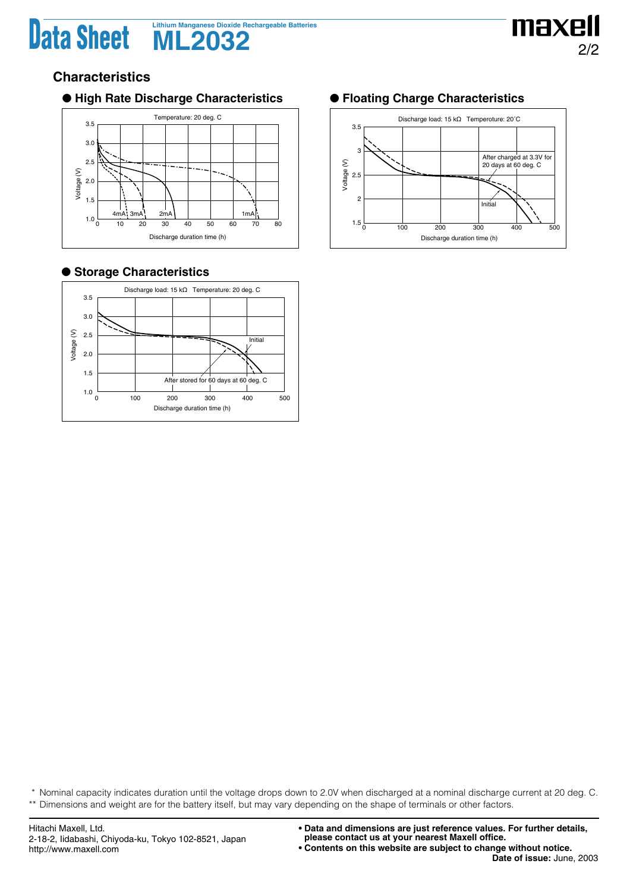## Characteristics

### ● High Rate Discharge Characteristics

Temperature: 20 deg. C

Voltage (V)

4mA 3mA 2mA 1mA

Discharge duration time (h)

### ● Floating Charge Characteristics

Discharge load: 15 kΩ Temperoture: 20˚C

After charged at 3.3V for 20 days at 60 deg. C

Initial

Voltage (V)

Discharge duration time (h)

### ● Storage Characteristics

Discharge load: 15 kΩ Temperature: 20 deg. C

Initial

After stored for 60 days at 60 deg. C

Voltage (V)

Discharge duration time (h)

\* Nominal capacity indicates duration until the voltage drops down to 2.0V when discharged at a nominal discharge current at 20 deg. C.

** Dimensions and weight are for the battery itself, but may vary depending on the shape of terminals or other factors.

Hitachi Maxell, Ltd.
2-18-2, Iidabashi, Chiyoda-ku, Tokyo 102-8521, Japan
http://www.maxell.com

- **Data and dimensions are just reference values. For further details, please contact us at your nearest Maxell office.**
- **Contents on this website are subject to change without notice.**

**Date of issue:** June, 2003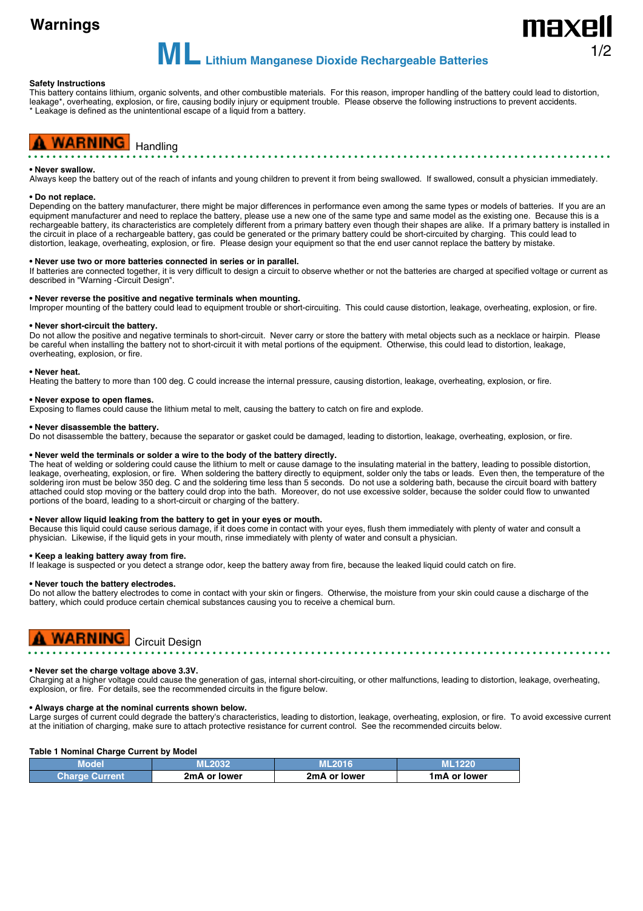# Warnings

## ML Lithium Manganese Dioxide Rechargeable Batteries

**Safety Instructions**
This battery contains lithium, organic solvents, and other combustible materials. For this reason, improper handling of the battery could lead to distortion, leakage*, overheating, explosion, or fire, causing bodily injury or equipment trouble. Please observe the following instructions to prevent accidents.
* Leakage is defined as the unintentional escape of a liquid from a battery.

### WARNING Handling

**• Never swallow.**
Always keep the battery out of the reach of infants and young children to prevent it from being swallowed. If swallowed, consult a physician immediately.

**• Do not replace.**
Depending on the battery manufacturer, there might be major differences in performance even among the same types or models of batteries. If you are an equipment manufacturer and need to replace the battery, please use a new one of the same type and same model as the existing one. Because this is a rechargeable battery, its characteristics are completely different from a primary battery even though their shapes are alike. If a primary battery is installed in the circuit in place of a rechargeable battery, gas could be generated or the primary battery could be short-circuited by charging. This could lead to distortion, leakage, overheating, explosion, or fire. Please design your equipment so that the end user cannot replace the battery by mistake.

**• Never use two or more batteries connected in series or in parallel.**
If batteries are connected together, it is very difficult to design a circuit to observe whether or not the batteries are charged at specified voltage or current as described in "Warning -Circuit Design".

**• Never reverse the positive and negative terminals when mounting.**
Improper mounting of the battery could lead to equipment trouble or short-circuiting. This could cause distortion, leakage, overheating, explosion, or fire.

**• Never short-circuit the battery.**
Do not allow the positive and negative terminals to short-circuit. Never carry or store the battery with metal objects such as a necklace or hairpin. Please be careful when installing the battery not to short-circuit it with metal portions of the equipment. Otherwise, this could lead to distortion, leakage, overheating, explosion, or fire.

**• Never heat.**
Heating the battery to more than 100 deg. C could increase the internal pressure, causing distortion, leakage, overheating, explosion, or fire.

**• Never expose to open flames.**
Exposing to flames could cause the lithium metal to melt, causing the battery to catch on fire and explode.

**• Never disassemble the battery.**
Do not disassemble the battery, because the separator or gasket could be damaged, leading to distortion, leakage, overheating, explosion, or fire.

**• Never weld the terminals or solder a wire to the body of the battery directly.**
The heat of welding or soldering could cause the lithium to melt or cause damage to the insulating material in the battery, leading to possible distortion, leakage, overheating, explosion, or fire. When soldering the battery directly to equipment, solder only the tabs or leads. Even then, the temperature of the soldering iron must be below 350 deg. C and the soldering time less than 5 seconds. Do not use a soldering bath, because the circuit board with battery attached could stop moving or the battery could drop into the bath. Moreover, do not use excessive solder, because the solder could flow to unwanted portions of the board, leading to a short-circuit or charging of the battery.

**• Never allow liquid leaking from the battery to get in your eyes or mouth.**
Because this liquid could cause serious damage, if it does come in contact with your eyes, flush them immediately with plenty of water and consult a physician. Likewise, if the liquid gets in your mouth, rinse immediately with plenty of water and consult a physician.

**• Keep a leaking battery away from fire.**
If leakage is suspected or you detect a strange odor, keep the battery away from fire, because the leaked liquid could catch on fire.

**• Never touch the battery electrodes.**
Do not allow the battery electrodes to come in contact with your skin or fingers. Otherwise, the moisture from your skin could cause a discharge of the battery, which could produce certain chemical substances causing you to receive a chemical burn.

### WARNING Circuit Design

**• Never set the charge voltage above 3.3V.**
Charging at a higher voltage could cause the generation of gas, internal short-circuiting, or other malfunctions, leading to distortion, leakage, overheating, explosion, or fire. For details, see the recommended circuits in the figure below.

**• Always charge at the nominal currents shown below.**
Large surges of current could degrade the battery's characteristics, leading to distortion, leakage, overheating, explosion, or fire. To avoid excessive current at the initiation of charging, make sure to attach protective resistance for current control. See the recommended circuits below.

**Table 1 Nominal Charge Current by Model**

| Model | ML2032 | ML2016 | ML1220 |
|---|---|---|---|
| Charge Current | 2mA or lower | 2mA or lower | 1mA or lower |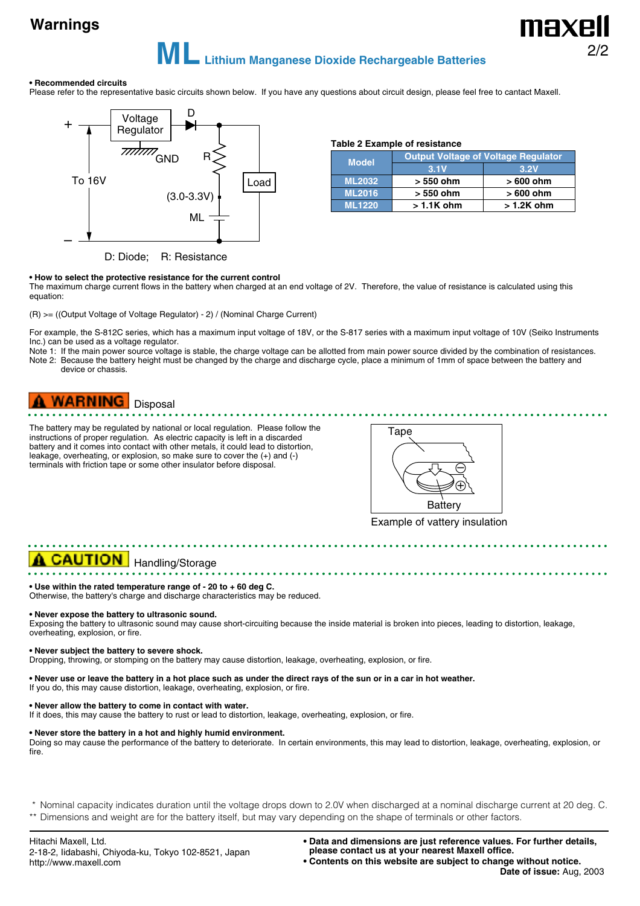# Warnings

## ML Lithium Manganese Dioxide Rechargeable Batteries

**• Recommended circuits**

Please refer to the representative basic circuits shown below. If you have any questions about circuit design, please feel free to contact Maxell.

+
To 16V
–
Voltage Regulator
GND
D
R
(3.0-3.3V)
ML
Load

D: Diode; R: Resistance

**Table 2 Example of resistance**

| Model | Output Voltage of Voltage Regulator | |
|---|---|---|
| | 3.1V | 3.2V |
| ML2032 | > 550 ohm | > 600 ohm |
| ML2016 | > 550 ohm | > 600 ohm |
| ML1220 | > 1.1K ohm | > 1.2K ohm |

**• How to select the protective resistance for the current control**

The maximum charge current flows in the battery when charged at an end voltage of 2V. Therefore, the value of resistance is calculated using this equation:

(R) >= ((Output Voltage of Voltage Regulator) - 2) / (Nominal Charge Current)

For example, the S-812C series, which has a maximum input voltage of 18V, or the S-817 series with a maximum input voltage of 10V (Seiko Instruments Inc.) can be used as a voltage regulator.

Note 1: If the main power source voltage is stable, the charge voltage can be allotted from main power source divided by the combination of resistances.

Note 2: Because the battery height must be changed by the charge and discharge cycle, place a minimum of 1mm of space between the battery and device or chassis.

## WARNING Disposal

The battery may be regulated by national or local regulation. Please follow the instructions of proper regulation. As electric capacity is left in a discarded battery and it comes into contact with other metals, it could lead to distortion, leakage, overheating, or explosion, so make sure to cover the (+) and (-) terminals with friction tape or some other insulator before disposal.

Tape
Battery

Example of vattery insulation

## CAUTION Handling/Storage

**• Use within the rated temperature range of - 20 to + 60 deg C.**
Otherwise, the battery's charge and discharge characteristics may be reduced.

**• Never expose the battery to ultrasonic sound.**
Exposing the battery to ultrasonic sound may cause short-circuiting because the inside material is broken into pieces, leading to distortion, leakage, overheating, explosion, or fire.

**• Never subject the battery to severe shock.**
Dropping, throwing, or stomping on the battery may cause distortion, leakage, overheating, explosion, or fire.

**• Never use or leave the battery in a hot place such as under the direct rays of the sun or in a car in hot weather.**
If you do, this may cause distortion, leakage, overheating, explosion, or fire.

**• Never allow the battery to come in contact with water.**
If it does, this may cause the battery to rust or lead to distortion, leakage, overheating, explosion, or fire.

**• Never store the battery in a hot and highly humid environment.**
Doing so may cause the performance of the battery to deteriorate. In certain environments, this may lead to distortion, leakage, overheating, explosion, or fire.

\* Nominal capacity indicates duration until the voltage drops down to 2.0V when discharged at a nominal discharge current at 20 deg. C.

\*\* Dimensions and weight are for the battery itself, but may vary depending on the shape of terminals or other factors.

Hitachi Maxell, Ltd.
2-18-2, Iidabashi, Chiyoda-ku, Tokyo 102-8521, Japan
http://www.maxell.com

**• Data and dimensions are just reference values. For further details, please contact us at your nearest Maxell office.**
**• Contents on this website are subject to change without notice.**
**Date of issue:** Aug, 2003